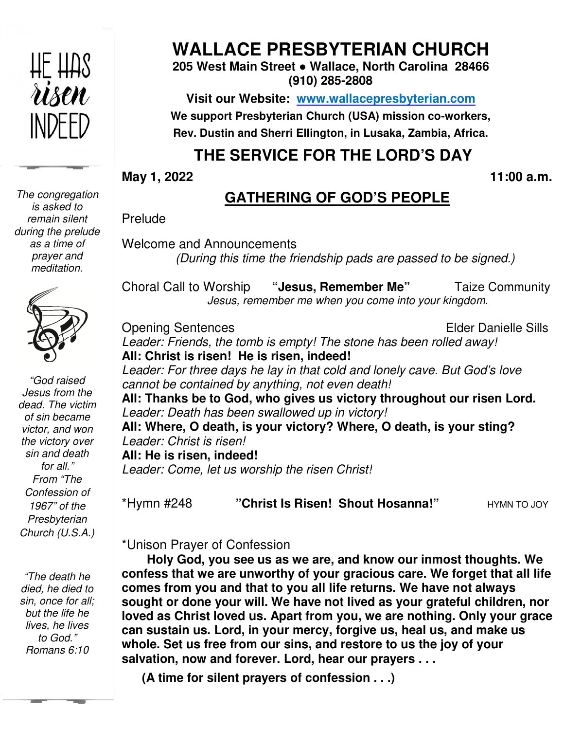HE HAS *risen* INDEED

*The congregation is asked to remain silent during the prelude as a time of prayer and meditation.*

*"God raised Jesus from the dead. The victim of sin became victor, and won the victory over sin and death for all." From "The Confession of 1967" of the Presbyterian Church (U.S.A.)*

*"The death he died, he died to sin, once for all; but the life he lives, he lives to God." Romans 6:10*

# WALLACE PRESBYTERIAN CHURCH

**205 West Main Street • Wallace, North Carolina 28466**
**(910) 285-2808**

**Visit our Website: [www.wallacepresbyterian.com](http://www.wallacepresbyterian.com)**

**We support Presbyterian Church (USA) mission co-workers, Rev. Dustin and Sherri Ellington, in Lusaka, Zambia, Africa.**

## THE SERVICE FOR THE LORD'S DAY

**May 1, 2022** **11:00 a.m.**

## GATHERING OF GOD'S PEOPLE

Prelude

Welcome and Announcements
*(During this time the friendship pads are passed to be signed.)*

Choral Call to Worship **"Jesus, Remember Me"** Taize Community
*Jesus, remember me when you come into your kingdom.*

Opening Sentences Elder Danielle Sills

*Leader: Friends, the tomb is empty! The stone has been rolled away!*
**All: Christ is risen! He is risen, indeed!**
*Leader: For three days he lay in that cold and lonely cave. But God's love cannot be contained by anything, not even death!*
**All: Thanks be to God, who gives us victory throughout our risen Lord.**
*Leader: Death has been swallowed up in victory!*
**All: Where, O death, is your victory? Where, O death, is your sting?**
*Leader: Christ is risen!*
**All: He is risen, indeed!**
*Leader: Come, let us worship the risen Christ!*

*Hymn #248 **"Christ Is Risen! Shout Hosanna!"** HYMN TO JOY

*Unison Prayer of Confession

**Holy God, you see us as we are, and know our inmost thoughts. We confess that we are unworthy of your gracious care. We forget that all life comes from you and that to you all life returns. We have not always sought or done your will. We have not lived as your grateful children, nor loved as Christ loved us. Apart from you, we are nothing. Only your grace can sustain us. Lord, in your mercy, forgive us, heal us, and make us whole. Set us free from our sins, and restore to us the joy of your salvation, now and forever. Lord, hear our prayers . . .**

**(A time for silent prayers of confession . . .)**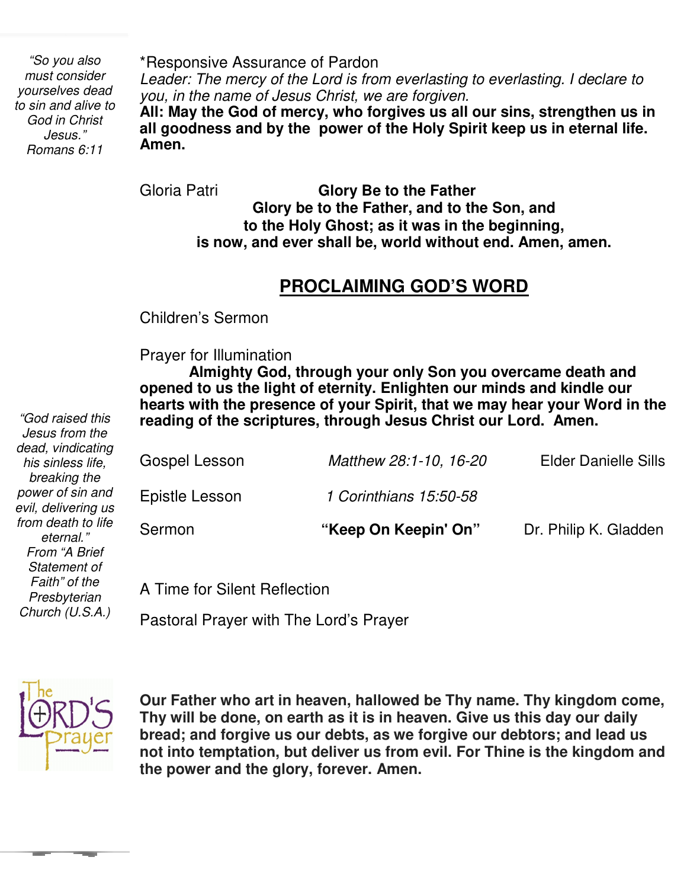*"So you also must consider yourselves dead to sin and alive to God in Christ Jesus." Romans 6:11*

*Responsive Assurance of Pardon

*Leader: The mercy of the Lord is from everlasting to everlasting. I declare to you, in the name of Jesus Christ, we are forgiven.*

**All: May the God of mercy, who forgives us all our sins, strengthen us in all goodness and by the power of the Holy Spirit keep us in eternal life. Amen.**

Gloria Patri **Glory Be to the Father**

**Glory be to the Father, and to the Son, and to the Holy Ghost; as it was in the beginning, is now, and ever shall be, world without end. Amen, amen.**

## PROCLAIMING GOD'S WORD

Children's Sermon

Prayer for Illumination

**Almighty God, through your only Son you overcame death and opened to us the light of eternity. Enlighten our minds and kindle our hearts with the presence of your Spirit, that we may hear your Word in the reading of the scriptures, through Jesus Christ our Lord. Amen.**

*"God raised this Jesus from the dead, vindicating his sinless life, breaking the power of sin and evil, delivering us from death to life eternal." From "A Brief Statement of Faith" of the Presbyterian Church (U.S.A.)*

Gospel Lesson *Matthew 28:1-10, 16-20* Elder Danielle Sills

Epistle Lesson *1 Corinthians 15:50-58*

Sermon **"Keep On Keepin' On"** Dr. Philip K. Gladden

A Time for Silent Reflection

Pastoral Prayer with The Lord's Prayer

**Our Father who art in heaven, hallowed be Thy name. Thy kingdom come, Thy will be done, on earth as it is in heaven. Give us this day our daily bread; and forgive us our debts, as we forgive our debtors; and lead us not into temptation, but deliver us from evil. For Thine is the kingdom and the power and the glory, forever. Amen.**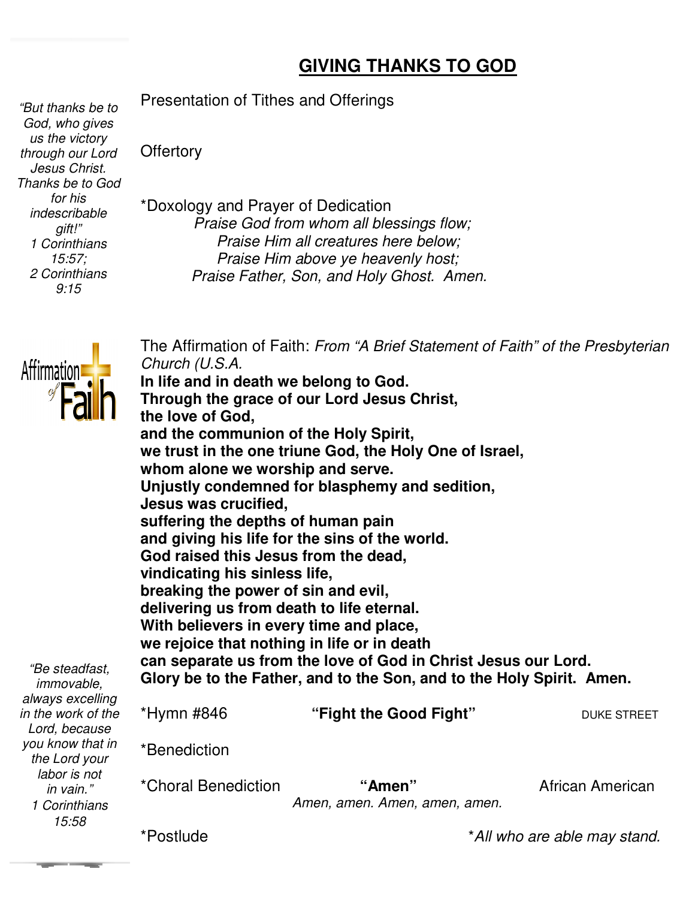## GIVING THANKS TO GOD

*"But thanks be to God, who gives us the victory through our Lord Jesus Christ. Thanks be to God for his indescribable gift!"*
*1 Corinthians 15:57; 2 Corinthians 9:15*

Presentation of Tithes and Offerings

Offertory

*Doxology and Prayer of Dedication

*Praise God from whom all blessings flow;*
*Praise Him all creatures here below;*
*Praise Him above ye heavenly host;*
*Praise Father, Son, and Holy Ghost. Amen.*

Affirmation of Faith

The Affirmation of Faith: *From "A Brief Statement of Faith" of the Presbyterian Church (U.S.A.*

**In life and in death we belong to God.**
**Through the grace of our Lord Jesus Christ,**
**the love of God,**
**and the communion of the Holy Spirit,**
**we trust in the one triune God, the Holy One of Israel,**
**whom alone we worship and serve.**
**Unjustly condemned for blasphemy and sedition,**
**Jesus was crucified,**
**suffering the depths of human pain**
**and giving his life for the sins of the world.**
**God raised this Jesus from the dead,**
**vindicating his sinless life,**
**breaking the power of sin and evil,**
**delivering us from death to life eternal.**
**With believers in every time and place,**
**we rejoice that nothing in life or in death**
**can separate us from the love of God in Christ Jesus our Lord.**
**Glory be to the Father, and to the Son, and to the Holy Spirit. Amen.**

*"Be steadfast, immovable, always excelling in the work of the Lord, because you know that in the Lord your labor is not in vain."*
*1 Corinthians 15:58*

*Hymn #846 **"Fight the Good Fight"** DUKE STREET

*Benediction

*Choral Benediction **"Amen"** African American
*Amen, amen. Amen, amen, amen.*

*Postlude

**All who are able may stand.*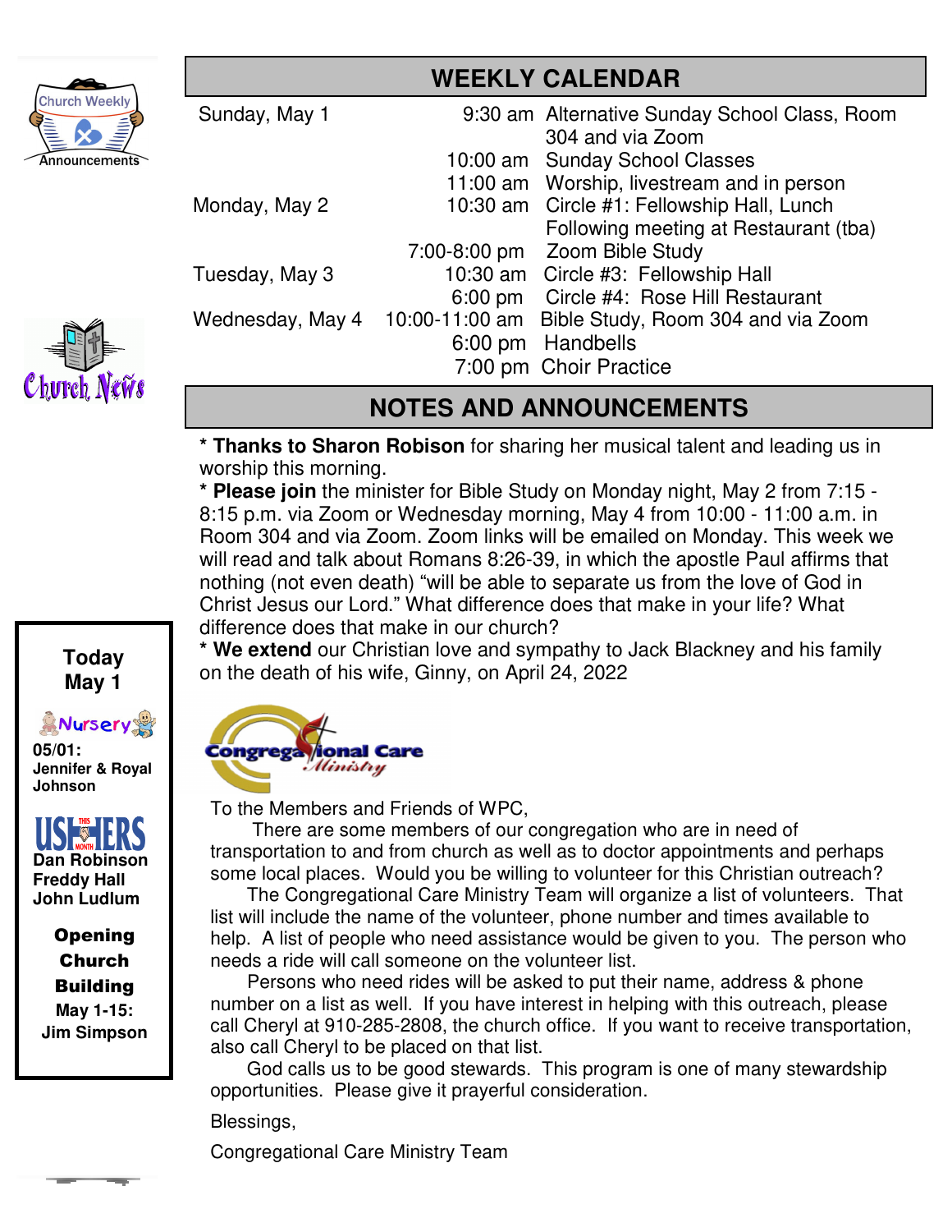## WEEKLY CALENDAR

| | | |
|---|---|---|
| Sunday, May 1 | 9:30 am | Alternative Sunday School Class, Room 304 and via Zoom |
| | 10:00 am | Sunday School Classes |
| | 11:00 am | Worship, livestream and in person |
| Monday, May 2 | 10:30 am | Circle #1: Fellowship Hall, Lunch Following meeting at Restaurant (tba) |
| | 7:00-8:00 pm | Zoom Bible Study |
| Tuesday, May 3 | 10:30 am | Circle #3: Fellowship Hall |
| | 6:00 pm | Circle #4: Rose Hill Restaurant |
| Wednesday, May 4 | 10:00-11:00 am | Bible Study, Room 304 and via Zoom |
| | 6:00 pm | Handbells |
| | 7:00 pm | Choir Practice |

## NOTES AND ANNOUNCEMENTS

* **Thanks to Sharon Robison** for sharing her musical talent and leading us in worship this morning.
* **Please join** the minister for Bible Study on Monday night, May 2 from 7:15 - 8:15 p.m. via Zoom or Wednesday morning, May 4 from 10:00 - 11:00 a.m. in Room 304 and via Zoom. Zoom links will be emailed on Monday. This week we will read and talk about Romans 8:26-39, in which the apostle Paul affirms that nothing (not even death) "will be able to separate us from the love of God in Christ Jesus our Lord." What difference does that make in your life? What difference does that make in our church?
* **We extend** our Christian love and sympathy to Jack Blackney and his family on the death of his wife, Ginny, on April 24, 2022

**Congregational Care Ministry**

To the Members and Friends of WPC,

There are some members of our congregation who are in need of transportation to and from church as well as to doctor appointments and perhaps some local places. Would you be willing to volunteer for this Christian outreach?

The Congregational Care Ministry Team will organize a list of volunteers. That list will include the name of the volunteer, phone number and times available to help. A list of people who need assistance would be given to you. The person who needs a ride will call someone on the volunteer list.

Persons who need rides will be asked to put their name, address & phone number on a list as well. If you have interest in helping with this outreach, please call Cheryl at 910-285-2808, the church office. If you want to receive transportation, also call Cheryl to be placed on that list.

God calls us to be good stewards. This program is one of many stewardship opportunities. Please give it prayerful consideration.

Blessings,

Congregational Care Ministry Team

---

**Today May 1**

**Nursery**
**05/01:**
**Jennifer & Royal Johnson**

**USHERS** (This Month)
**Dan Robinson**
**Freddy Hall**
**John Ludlum**

**Opening Church Building**
**May 1-15:**
**Jim Simpson**